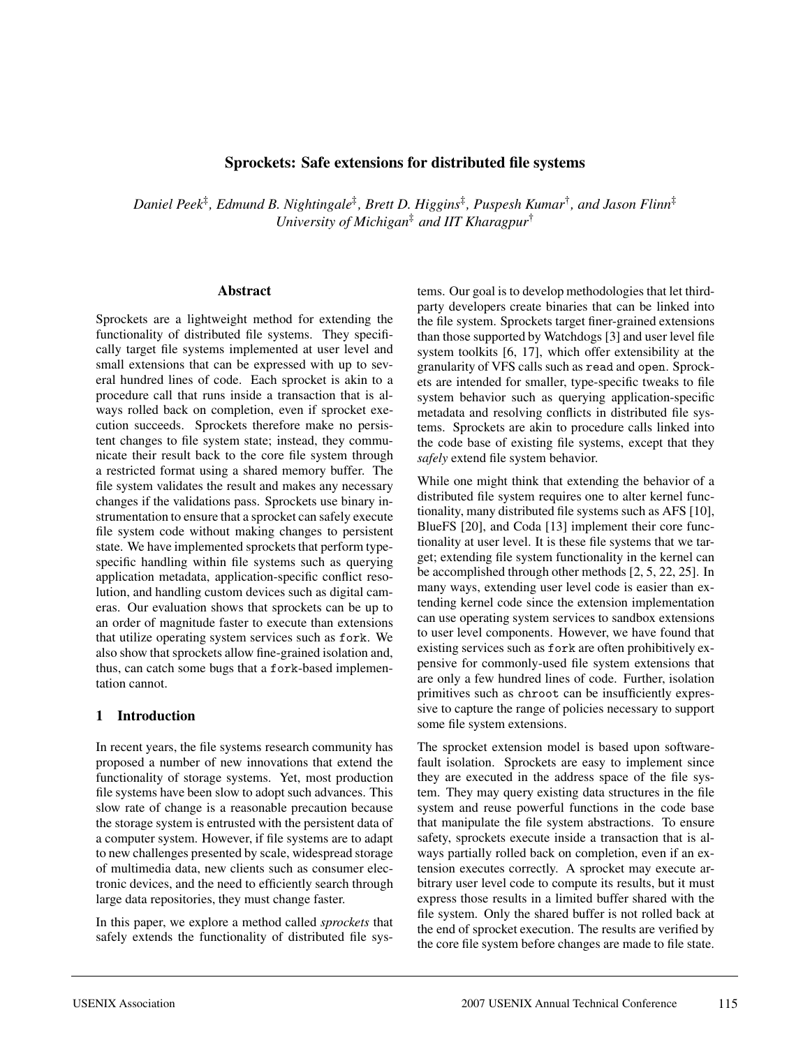# Sprockets: Safe extensions for distributed file systems

*Daniel Peek[‡], Edmund B. Nightingale[‡], Brett D. Higgins[‡], Puspesh Kumar[†], and Jason Flinn[‡]*
*University of Michigan[‡] and IIT Kharagpur[†]*

## Abstract

Sprockets are a lightweight method for extending the functionality of distributed file systems. They specifically target file systems implemented at user level and small extensions that can be expressed with up to several hundred lines of code. Each sprocket is akin to a procedure call that runs inside a transaction that is always rolled back on completion, even if sprocket execution succeeds. Sprockets therefore make no persistent changes to file system state; instead, they communicate their result back to the core file system through a restricted format using a shared memory buffer. The file system validates the result and makes any necessary changes if the validations pass. Sprockets use binary instrumentation to ensure that a sprocket can safely execute file system code without making changes to persistent state. We have implemented sprockets that perform type-specific handling within file systems such as querying application metadata, application-specific conflict resolution, and handling custom devices such as digital cameras. Our evaluation shows that sprockets can be up to an order of magnitude faster to execute than extensions that utilize operating system services such as `fork`. We also show that sprockets allow fine-grained isolation and, thus, can catch some bugs that a `fork`-based implementation cannot.

## 1 Introduction

In recent years, the file systems research community has proposed a number of new innovations that extend the functionality of storage systems. Yet, most production file systems have been slow to adopt such advances. This slow rate of change is a reasonable precaution because the storage system is entrusted with the persistent data of a computer system. However, if file systems are to adapt to new challenges presented by scale, widespread storage of multimedia data, new clients such as consumer electronic devices, and the need to efficiently search through large data repositories, they must change faster.

In this paper, we explore a method called *sprockets* that safely extends the functionality of distributed file systems. Our goal is to develop methodologies that let third-party developers create binaries that can be linked into the file system. Sprockets target finer-grained extensions than those supported by Watchdogs [3] and user level file system toolkits [6, 17], which offer extensibility at the granularity of VFS calls such as `read` and `open`. Sprockets are intended for smaller, type-specific tweaks to file system behavior such as querying application-specific metadata and resolving conflicts in distributed file systems. Sprockets are akin to procedure calls linked into the code base of existing file systems, except that they *safely* extend file system behavior.

While one might think that extending the behavior of a distributed file system requires one to alter kernel functionality, many distributed file systems such as AFS [10], BlueFS [20], and Coda [13] implement their core functionality at user level. It is these file systems that we target; extending file system functionality in the kernel can be accomplished through other methods [2, 5, 22, 25]. In many ways, extending user level code is easier than extending kernel code since the extension implementation can use operating system services to sandbox extensions to user level components. However, we have found that existing services such as `fork` are often prohibitively expensive for commonly-used file system extensions that are only a few hundred lines of code. Further, isolation primitives such as `chroot` can be insufficiently expressive to capture the range of policies necessary to support some file system extensions.

The sprocket extension model is based upon software-fault isolation. Sprockets are easy to implement since they are executed in the address space of the file system. They may query existing data structures in the file system and reuse powerful functions in the code base that manipulate the file system abstractions. To ensure safety, sprockets execute inside a transaction that is always partially rolled back on completion, even if an extension executes correctly. A sprocket may execute arbitrary user level code to compute its results, but it must express those results in a limited buffer shared with the file system. Only the shared buffer is not rolled back at the end of sprocket execution. The results are verified by the core file system before changes are made to file state.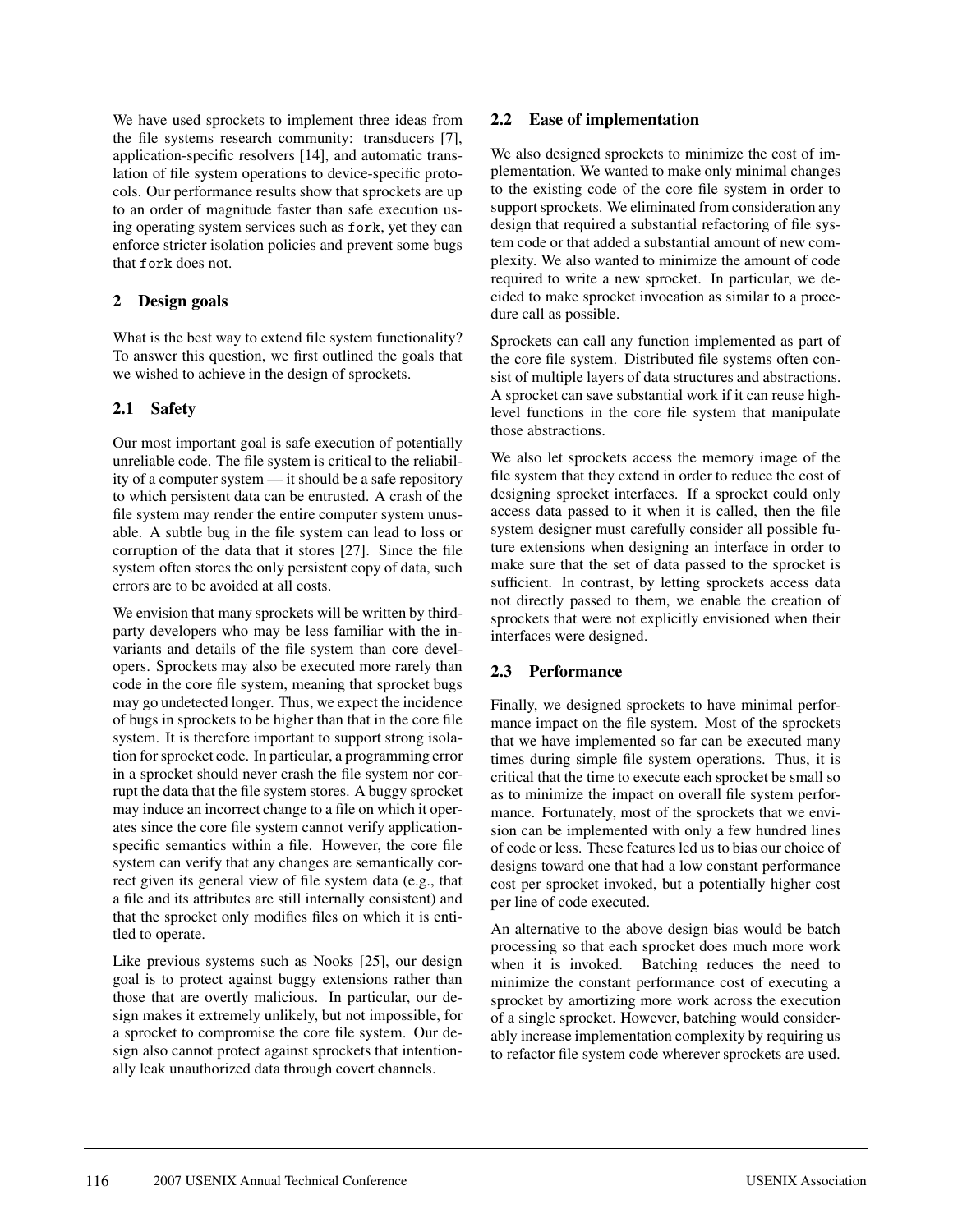We have used sprockets to implement three ideas from the file systems research community: transducers [7], application-specific resolvers [14], and automatic translation of file system operations to device-specific protocols. Our performance results show that sprockets are up to an order of magnitude faster than safe execution using operating system services such as `fork`, yet they can enforce stricter isolation policies and prevent some bugs that `fork` does not.

## 2 Design goals

What is the best way to extend file system functionality? To answer this question, we first outlined the goals that we wished to achieve in the design of sprockets.

### 2.1 Safety

Our most important goal is safe execution of potentially unreliable code. The file system is critical to the reliability of a computer system — it should be a safe repository to which persistent data can be entrusted. A crash of the file system may render the entire computer system unusable. A subtle bug in the file system can lead to loss or corruption of the data that it stores [27]. Since the file system often stores the only persistent copy of data, such errors are to be avoided at all costs.

We envision that many sprockets will be written by third-party developers who may be less familiar with the invariants and details of the file system than core developers. Sprockets may also be executed more rarely than code in the core file system, meaning that sprocket bugs may go undetected longer. Thus, we expect the incidence of bugs in sprockets to be higher than that in the core file system. It is therefore important to support strong isolation for sprocket code. In particular, a programming error in a sprocket should never crash the file system nor corrupt the data that the file system stores. A buggy sprocket may induce an incorrect change to a file on which it operates since the core file system cannot verify application-specific semantics within a file. However, the core file system can verify that any changes are semantically correct given its general view of file system data (e.g., that a file and its attributes are still internally consistent) and that the sprocket only modifies files on which it is entitled to operate.

Like previous systems such as Nooks [25], our design goal is to protect against buggy extensions rather than those that are overtly malicious. In particular, our design makes it extremely unlikely, but not impossible, for a sprocket to compromise the core file system. Our design also cannot protect against sprockets that intentionally leak unauthorized data through covert channels.

### 2.2 Ease of implementation

We also designed sprockets to minimize the cost of implementation. We wanted to make only minimal changes to the existing code of the core file system in order to support sprockets. We eliminated from consideration any design that required a substantial refactoring of file system code or that added a substantial amount of new complexity. We also wanted to minimize the amount of code required to write a new sprocket. In particular, we decided to make sprocket invocation as similar to a procedure call as possible.

Sprockets can call any function implemented as part of the core file system. Distributed file systems often consist of multiple layers of data structures and abstractions. A sprocket can save substantial work if it can reuse high-level functions in the core file system that manipulate those abstractions.

We also let sprockets access the memory image of the file system that they extend in order to reduce the cost of designing sprocket interfaces. If a sprocket could only access data passed to it when it is called, then the file system designer must carefully consider all possible future extensions when designing an interface in order to make sure that the set of data passed to the sprocket is sufficient. In contrast, by letting sprockets access data not directly passed to them, we enable the creation of sprockets that were not explicitly envisioned when their interfaces were designed.

### 2.3 Performance

Finally, we designed sprockets to have minimal performance impact on the file system. Most of the sprockets that we have implemented so far can be executed many times during simple file system operations. Thus, it is critical that the time to execute each sprocket be small so as to minimize the impact on overall file system performance. Fortunately, most of the sprockets that we envision can be implemented with only a few hundred lines of code or less. These features led us to bias our choice of designs toward one that had a low constant performance cost per sprocket invoked, but a potentially higher cost per line of code executed.

An alternative to the above design bias would be batch processing so that each sprocket does much more work when it is invoked. Batching reduces the need to minimize the constant performance cost of executing a sprocket by amortizing more work across the execution of a single sprocket. However, batching would considerably increase implementation complexity by requiring us to refactor file system code wherever sprockets are used.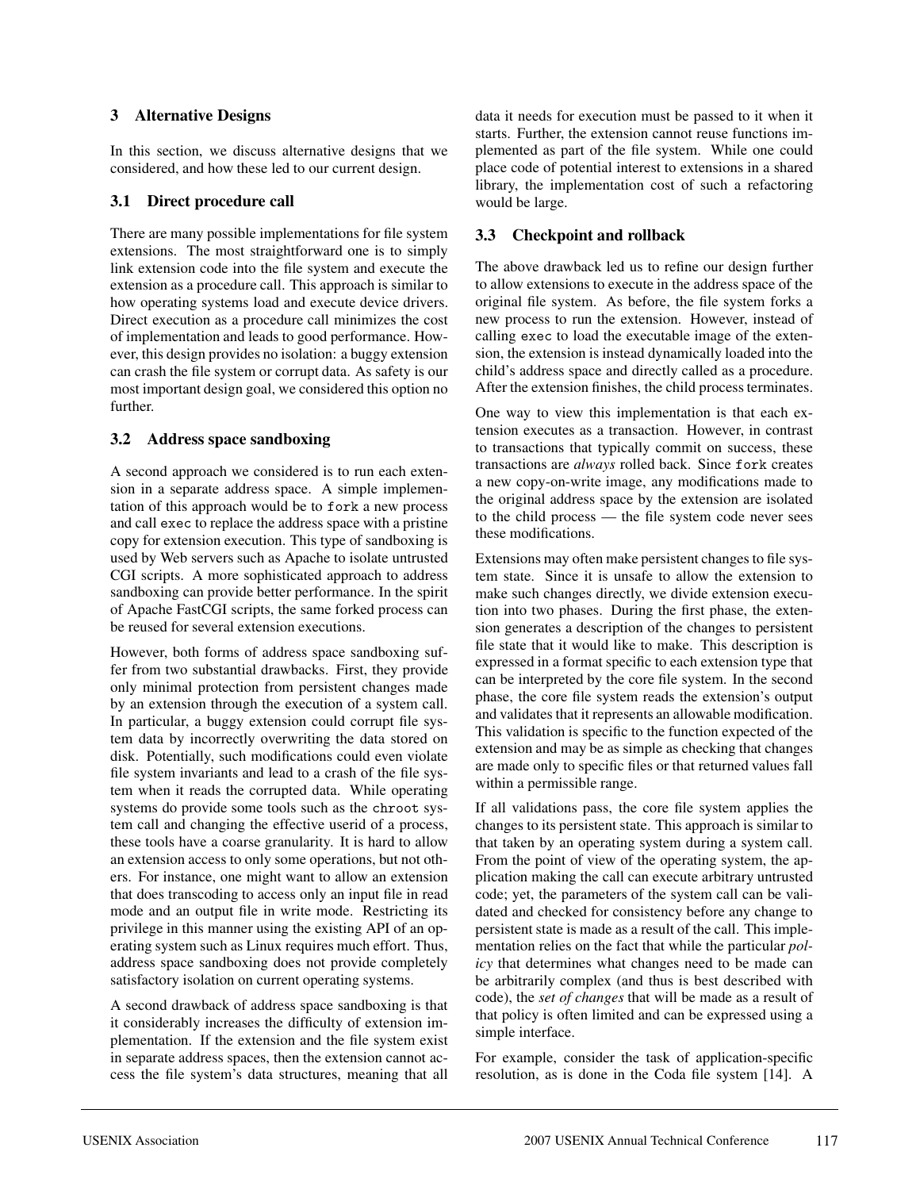## 3 Alternative Designs

In this section, we discuss alternative designs that we considered, and how these led to our current design.

### 3.1 Direct procedure call

There are many possible implementations for file system extensions. The most straightforward one is to simply link extension code into the file system and execute the extension as a procedure call. This approach is similar to how operating systems load and execute device drivers. Direct execution as a procedure call minimizes the cost of implementation and leads to good performance. However, this design provides no isolation: a buggy extension can crash the file system or corrupt data. As safety is our most important design goal, we considered this option no further.

### 3.2 Address space sandboxing

A second approach we considered is to run each extension in a separate address space. A simple implementation of this approach would be to `fork` a new process and call `exec` to replace the address space with a pristine copy for extension execution. This type of sandboxing is used by Web servers such as Apache to isolate untrusted CGI scripts. A more sophisticated approach to address sandboxing can provide better performance. In the spirit of Apache FastCGI scripts, the same forked process can be reused for several extension executions.

However, both forms of address space sandboxing suffer from two substantial drawbacks. First, they provide only minimal protection from persistent changes made by an extension through the execution of a system call. In particular, a buggy extension could corrupt file system data by incorrectly overwriting the data stored on disk. Potentially, such modifications could even violate file system invariants and lead to a crash of the file system when it reads the corrupted data. While operating systems do provide some tools such as the `chroot` system call and changing the effective userid of a process, these tools have a coarse granularity. It is hard to allow an extension access to only some operations, but not others. For instance, one might want to allow an extension that does transcoding to access only an input file in read mode and an output file in write mode. Restricting its privilege in this manner using the existing API of an operating system such as Linux requires much effort. Thus, address space sandboxing does not provide completely satisfactory isolation on current operating systems.

A second drawback of address space sandboxing is that it considerably increases the difficulty of extension implementation. If the extension and the file system exist in separate address spaces, then the extension cannot access the file system's data structures, meaning that all data it needs for execution must be passed to it when it starts. Further, the extension cannot reuse functions implemented as part of the file system. While one could place code of potential interest to extensions in a shared library, the implementation cost of such a refactoring would be large.

### 3.3 Checkpoint and rollback

The above drawback led us to refine our design further to allow extensions to execute in the address space of the original file system. As before, the file system forks a new process to run the extension. However, instead of calling `exec` to load the executable image of the extension, the extension is instead dynamically loaded into the child's address space and directly called as a procedure. After the extension finishes, the child process terminates.

One way to view this implementation is that each extension executes as a transaction. However, in contrast to transactions that typically commit on success, these transactions are *always* rolled back. Since `fork` creates a new copy-on-write image, any modifications made to the original address space by the extension are isolated to the child process — the file system code never sees these modifications.

Extensions may often make persistent changes to file system state. Since it is unsafe to allow the extension to make such changes directly, we divide extension execution into two phases. During the first phase, the extension generates a description of the changes to persistent file state that it would like to make. This description is expressed in a format specific to each extension type that can be interpreted by the core file system. In the second phase, the core file system reads the extension's output and validates that it represents an allowable modification. This validation is specific to the function expected of the extension and may be as simple as checking that changes are made only to specific files or that returned values fall within a permissible range.

If all validations pass, the core file system applies the changes to its persistent state. This approach is similar to that taken by an operating system during a system call. From the point of view of the operating system, the application making the call can execute arbitrary untrusted code; yet, the parameters of the system call can be validated and checked for consistency before any change to persistent state is made as a result of the call. This implementation relies on the fact that while the particular *policy* that determines what changes need to be made can be arbitrarily complex (and thus is best described with code), the *set of changes* that will be made as a result of that policy is often limited and can be expressed using a simple interface.

For example, consider the task of application-specific resolution, as is done in the Coda file system [14]. A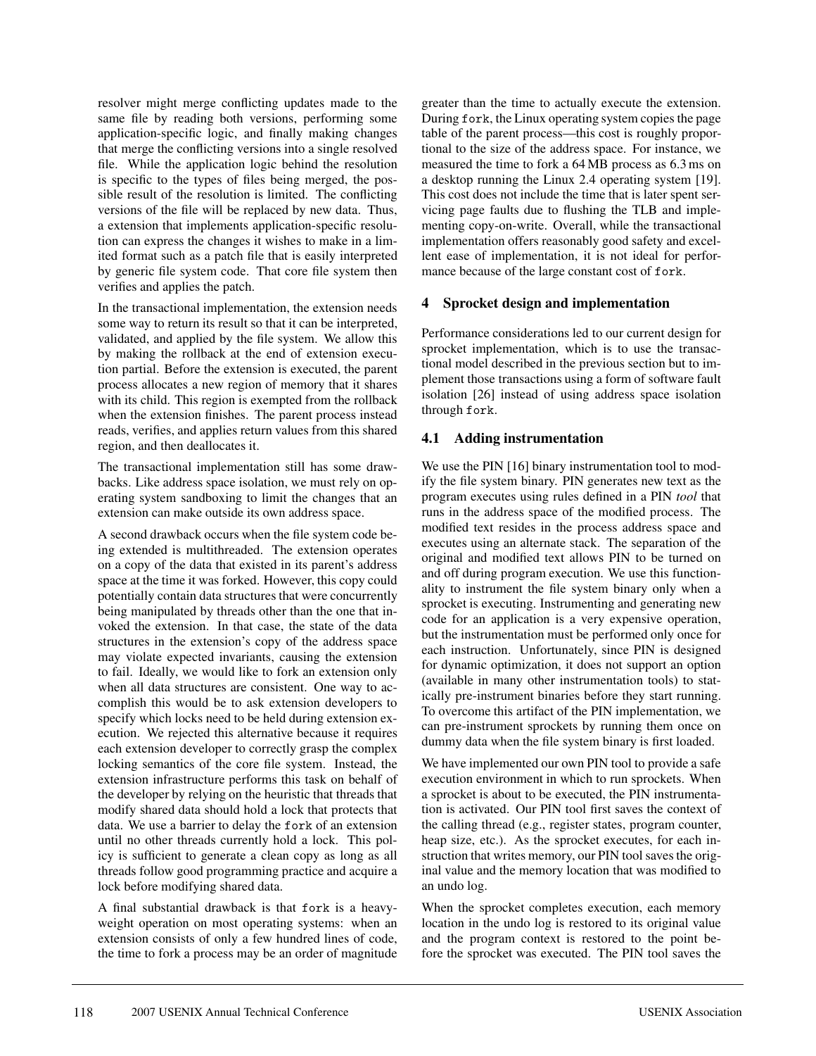resolver might merge conflicting updates made to the same file by reading both versions, performing some application-specific logic, and finally making changes that merge the conflicting versions into a single resolved file. While the application logic behind the resolution is specific to the types of files being merged, the possible result of the resolution is limited. The conflicting versions of the file will be replaced by new data. Thus, a extension that implements application-specific resolution can express the changes it wishes to make in a limited format such as a patch file that is easily interpreted by generic file system code. That core file system then verifies and applies the patch.

In the transactional implementation, the extension needs some way to return its result so that it can be interpreted, validated, and applied by the file system. We allow this by making the rollback at the end of extension execution partial. Before the extension is executed, the parent process allocates a new region of memory that it shares with its child. This region is exempted from the rollback when the extension finishes. The parent process instead reads, verifies, and applies return values from this shared region, and then deallocates it.

The transactional implementation still has some drawbacks. Like address space isolation, we must rely on operating system sandboxing to limit the changes that an extension can make outside its own address space.

A second drawback occurs when the file system code being extended is multithreaded. The extension operates on a copy of the data that existed in its parent's address space at the time it was forked. However, this copy could potentially contain data structures that were concurrently being manipulated by threads other than the one that invoked the extension. In that case, the state of the data structures in the extension's copy of the address space may violate expected invariants, causing the extension to fail. Ideally, we would like to fork an extension only when all data structures are consistent. One way to accomplish this would be to ask extension developers to specify which locks need to be held during extension execution. We rejected this alternative because it requires each extension developer to correctly grasp the complex locking semantics of the core file system. Instead, the extension infrastructure performs this task on behalf of the developer by relying on the heuristic that threads that modify shared data should hold a lock that protects that data. We use a barrier to delay the `fork` of an extension until no other threads currently hold a lock. This policy is sufficient to generate a clean copy as long as all threads follow good programming practice and acquire a lock before modifying shared data.

A final substantial drawback is that `fork` is a heavyweight operation on most operating systems: when an extension consists of only a few hundred lines of code, the time to fork a process may be an order of magnitude greater than the time to actually execute the extension. During `fork`, the Linux operating system copies the page table of the parent process—this cost is roughly proportional to the size of the address space. For instance, we measured the time to fork a 64 MB process as 6.3 ms on a desktop running the Linux 2.4 operating system [19]. This cost does not include the time that is later spent servicing page faults due to flushing the TLB and implementing copy-on-write. Overall, while the transactional implementation offers reasonably good safety and excellent ease of implementation, it is not ideal for performance because of the large constant cost of `fork`.

## 4 Sprocket design and implementation

Performance considerations led to our current design for sprocket implementation, which is to use the transactional model described in the previous section but to implement those transactions using a form of software fault isolation [26] instead of using address space isolation through `fork`.

### 4.1 Adding instrumentation

We use the PIN [16] binary instrumentation tool to modify the file system binary. PIN generates new text as the program executes using rules defined in a PIN *tool* that runs in the address space of the modified process. The modified text resides in the process address space and executes using an alternate stack. The separation of the original and modified text allows PIN to be turned on and off during program execution. We use this functionality to instrument the file system binary only when a sprocket is executing. Instrumenting and generating new code for an application is a very expensive operation, but the instrumentation must be performed only once for each instruction. Unfortunately, since PIN is designed for dynamic optimization, it does not support an option (available in many other instrumentation tools) to statically pre-instrument binaries before they start running. To overcome this artifact of the PIN implementation, we can pre-instrument sprockets by running them once on dummy data when the file system binary is first loaded.

We have implemented our own PIN tool to provide a safe execution environment in which to run sprockets. When a sprocket is about to be executed, the PIN instrumentation is activated. Our PIN tool first saves the context of the calling thread (e.g., register states, program counter, heap size, etc.). As the sprocket executes, for each instruction that writes memory, our PIN tool saves the original value and the memory location that was modified to an undo log.

When the sprocket completes execution, each memory location in the undo log is restored to its original value and the program context is restored to the point before the sprocket was executed. The PIN tool saves the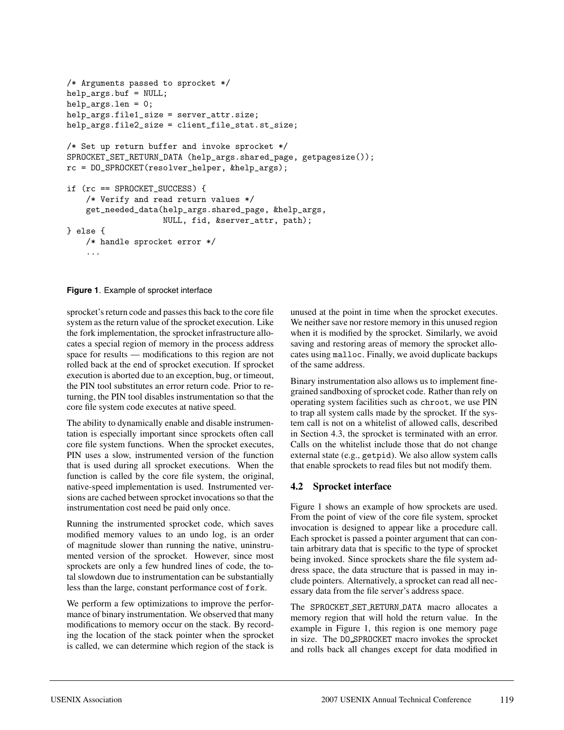```
/* Arguments passed to sprocket */
help_args.buf = NULL;
help_args.len = 0;
help_args.file1_size = server_attr.size;
help_args.file2_size = client_file_stat.st_size;

/* Set up return buffer and invoke sprocket */
SPROCKET_SET_RETURN_DATA (help_args.shared_page, getpagesize());
rc = DO_SPROCKET(resolver_helper, &help_args);

if (rc == SPROCKET_SUCCESS) {
    /* Verify and read return values */
    get_needed_data(help_args.shared_page, &help_args,
                    NULL, fid, &server_attr, path);
} else {
    /* handle sprocket error */
    ...
```

**Figure 1**. Example of sprocket interface

sprocket's return code and passes this back to the core file system as the return value of the sprocket execution. Like the fork implementation, the sprocket infrastructure allocates a special region of memory in the process address space for results — modifications to this region are not rolled back at the end of sprocket execution. If sprocket execution is aborted due to an exception, bug, or timeout, the PIN tool substitutes an error return code. Prior to returning, the PIN tool disables instrumentation so that the core file system code executes at native speed.

The ability to dynamically enable and disable instrumentation is especially important since sprockets often call core file system functions. When the sprocket executes, PIN uses a slow, instrumented version of the function that is used during all sprocket executions. When the function is called by the core file system, the original, native-speed implementation is used. Instrumented versions are cached between sprocket invocations so that the instrumentation cost need be paid only once.

Running the instrumented sprocket code, which saves modified memory values to an undo log, is an order of magnitude slower than running the native, uninstrumented version of the sprocket. However, since most sprockets are only a few hundred lines of code, the total slowdown due to instrumentation can be substantially less than the large, constant performance cost of `fork`.

We perform a few optimizations to improve the performance of binary instrumentation. We observed that many modifications to memory occur on the stack. By recording the location of the stack pointer when the sprocket is called, we can determine which region of the stack is unused at the point in time when the sprocket executes. We neither save nor restore memory in this unused region when it is modified by the sprocket. Similarly, we avoid saving and restoring areas of memory the sprocket allocates using `malloc`. Finally, we avoid duplicate backups of the same address.

Binary instrumentation also allows us to implement fine-grained sandboxing of sprocket code. Rather than rely on operating system facilities such as `chroot`, we use PIN to trap all system calls made by the sprocket. If the system call is not on a whitelist of allowed calls, described in Section 4.3, the sprocket is terminated with an error. Calls on the whitelist include those that do not change external state (e.g., `getpid`). We also allow system calls that enable sprockets to read files but not modify them.

### 4.2 Sprocket interface

Figure 1 shows an example of how sprockets are used. From the point of view of the core file system, sprocket invocation is designed to appear like a procedure call. Each sprocket is passed a pointer argument that can contain arbitrary data that is specific to the type of sprocket being invoked. Since sprockets share the file system address space, the data structure that is passed in may include pointers. Alternatively, a sprocket can read all necessary data from the file server's address space.

The `SPROCKET_SET_RETURN_DATA` macro allocates a memory region that will hold the return value. In the example in Figure 1, this region is one memory page in size. The `DO_SPROCKET` macro invokes the sprocket and rolls back all changes except for data modified in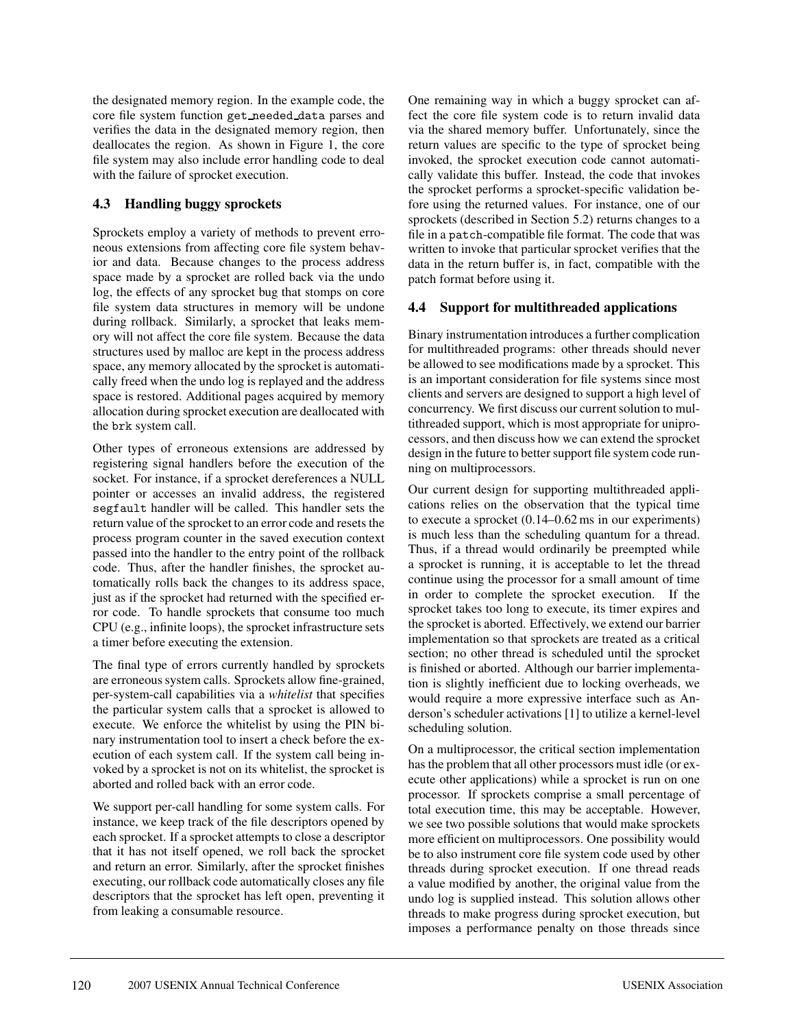the designated memory region. In the example code, the core file system function `get_needed_data` parses and verifies the data in the designated memory region, then deallocates the region. As shown in Figure 1, the core file system may also include error handling code to deal with the failure of sprocket execution.

### 4.3 Handling buggy sprockets

Sprockets employ a variety of methods to prevent erroneous extensions from affecting core file system behavior and data. Because changes to the process address space made by a sprocket are rolled back via the undo log, the effects of any sprocket bug that stomps on core file system data structures in memory will be undone during rollback. Similarly, a sprocket that leaks memory will not affect the core file system. Because the data structures used by malloc are kept in the process address space, any memory allocated by the sprocket is automatically freed when the undo log is replayed and the address space is restored. Additional pages acquired by memory allocation during sprocket execution are deallocated with the `brk` system call.

Other types of erroneous extensions are addressed by registering signal handlers before the execution of the socket. For instance, if a sprocket dereferences a NULL pointer or accesses an invalid address, the registered `segfault` handler will be called. This handler sets the return value of the sprocket to an error code and resets the process program counter in the saved execution context passed into the handler to the entry point of the rollback code. Thus, after the handler finishes, the sprocket automatically rolls back the changes to its address space, just as if the sprocket had returned with the specified error code. To handle sprockets that consume too much CPU (e.g., infinite loops), the sprocket infrastructure sets a timer before executing the extension.

The final type of errors currently handled by sprockets are erroneous system calls. Sprockets allow fine-grained, per-system-call capabilities via a *whitelist* that specifies the particular system calls that a sprocket is allowed to execute. We enforce the whitelist by using the PIN binary instrumentation tool to insert a check before the execution of each system call. If the system call being invoked by a sprocket is not on its whitelist, the sprocket is aborted and rolled back with an error code.

We support per-call handling for some system calls. For instance, we keep track of the file descriptors opened by each sprocket. If a sprocket attempts to close a descriptor that it has not itself opened, we roll back the sprocket and return an error. Similarly, after the sprocket finishes executing, our rollback code automatically closes any file descriptors that the sprocket has left open, preventing it from leaking a consumable resource.

One remaining way in which a buggy sprocket can affect the core file system code is to return invalid data via the shared memory buffer. Unfortunately, since the return values are specific to the type of sprocket being invoked, the sprocket execution code cannot automatically validate this buffer. Instead, the code that invokes the sprocket performs a sprocket-specific validation before using the returned values. For instance, one of our sprockets (described in Section 5.2) returns changes to a file in a `patch`-compatible file format. The code that was written to invoke that particular sprocket verifies that the data in the return buffer is, in fact, compatible with the patch format before using it.

### 4.4 Support for multithreaded applications

Binary instrumentation introduces a further complication for multithreaded programs: other threads should never be allowed to see modifications made by a sprocket. This is an important consideration for file systems since most clients and servers are designed to support a high level of concurrency. We first discuss our current solution to multithreaded support, which is most appropriate for uniprocessors, and then discuss how we can extend the sprocket design in the future to better support file system code running on multiprocessors.

Our current design for supporting multithreaded applications relies on the observation that the typical time to execute a sprocket (0.14–0.62 ms in our experiments) is much less than the scheduling quantum for a thread. Thus, if a thread would ordinarily be preempted while a sprocket is running, it is acceptable to let the thread continue using the processor for a small amount of time in order to complete the sprocket execution. If the sprocket takes too long to execute, its timer expires and the sprocket is aborted. Effectively, we extend our barrier implementation so that sprockets are treated as a critical section; no other thread is scheduled until the sprocket is finished or aborted. Although our barrier implementation is slightly inefficient due to locking overheads, we would require a more expressive interface such as Anderson's scheduler activations [1] to utilize a kernel-level scheduling solution.

On a multiprocessor, the critical section implementation has the problem that all other processors must idle (or execute other applications) while a sprocket is run on one processor. If sprockets comprise a small percentage of total execution time, this may be acceptable. However, we see two possible solutions that would make sprockets more efficient on multiprocessors. One possibility would be to also instrument core file system code used by other threads during sprocket execution. If one thread reads a value modified by another, the original value from the undo log is supplied instead. This solution allows other threads to make progress during sprocket execution, but imposes a performance penalty on those threads since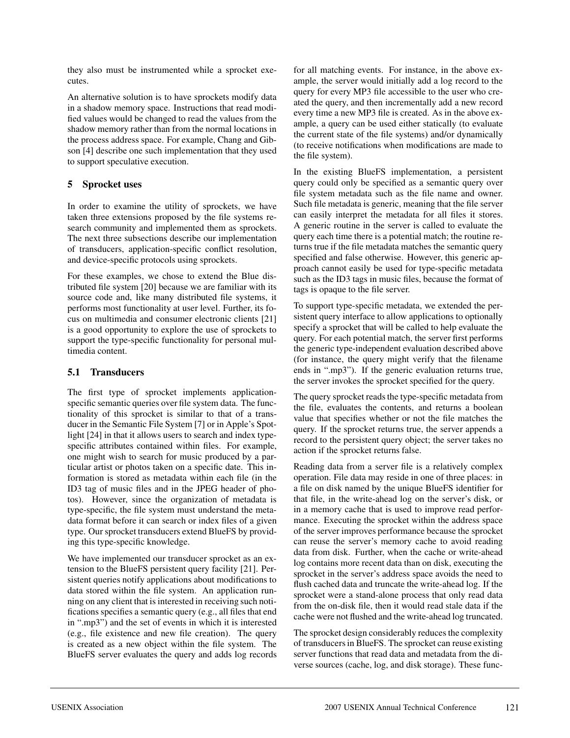they also must be instrumented while a sprocket executes.

An alternative solution is to have sprockets modify data in a shadow memory space. Instructions that read modified values would be changed to read the values from the shadow memory rather than from the normal locations in the process address space. For example, Chang and Gibson [4] describe one such implementation that they used to support speculative execution.

## 5 Sprocket uses

In order to examine the utility of sprockets, we have taken three extensions proposed by the file systems research community and implemented them as sprockets. The next three subsections describe our implementation of transducers, application-specific conflict resolution, and device-specific protocols using sprockets.

For these examples, we chose to extend the Blue distributed file system [20] because we are familiar with its source code and, like many distributed file systems, it performs most functionality at user level. Further, its focus on multimedia and consumer electronic clients [21] is a good opportunity to explore the use of sprockets to support the type-specific functionality for personal multimedia content.

### 5.1 Transducers

The first type of sprocket implements application-specific semantic queries over file system data. The functionality of this sprocket is similar to that of a transducer in the Semantic File System [7] or in Apple's Spotlight [24] in that it allows users to search and index type-specific attributes contained within files. For example, one might wish to search for music produced by a particular artist or photos taken on a specific date. This information is stored as metadata within each file (in the ID3 tag of music files and in the JPEG header of photos). However, since the organization of metadata is type-specific, the file system must understand the metadata format before it can search or index files of a given type. Our sprocket transducers extend BlueFS by providing this type-specific knowledge.

We have implemented our transducer sprocket as an extension to the BlueFS persistent query facility [21]. Persistent queries notify applications about modifications to data stored within the file system. An application running on any client that is interested in receiving such notifications specifies a semantic query (e.g., all files that end in ".mp3") and the set of events in which it is interested (e.g., file existence and new file creation). The query is created as a new object within the file system. The BlueFS server evaluates the query and adds log records for all matching events. For instance, in the above example, the server would initially add a log record to the query for every MP3 file accessible to the user who created the query, and then incrementally add a new record every time a new MP3 file is created. As in the above example, a query can be used either statically (to evaluate the current state of the file systems) and/or dynamically (to receive notifications when modifications are made to the file system).

In the existing BlueFS implementation, a persistent query could only be specified as a semantic query over file system metadata such as the file name and owner. Such file metadata is generic, meaning that the file server can easily interpret the metadata for all files it stores. A generic routine in the server is called to evaluate the query each time there is a potential match; the routine returns true if the file metadata matches the semantic query specified and false otherwise. However, this generic approach cannot easily be used for type-specific metadata such as the ID3 tags in music files, because the format of tags is opaque to the file server.

To support type-specific metadata, we extended the persistent query interface to allow applications to optionally specify a sprocket that will be called to help evaluate the query. For each potential match, the server first performs the generic type-independent evaluation described above (for instance, the query might verify that the filename ends in ".mp3"). If the generic evaluation returns true, the server invokes the sprocket specified for the query.

The query sprocket reads the type-specific metadata from the file, evaluates the contents, and returns a boolean value that specifies whether or not the file matches the query. If the sprocket returns true, the server appends a record to the persistent query object; the server takes no action if the sprocket returns false.

Reading data from a server file is a relatively complex operation. File data may reside in one of three places: in a file on disk named by the unique BlueFS identifier for that file, in the write-ahead log on the server's disk, or in a memory cache that is used to improve read performance. Executing the sprocket within the address space of the server improves performance because the sprocket can reuse the server's memory cache to avoid reading data from disk. Further, when the cache or write-ahead log contains more recent data than on disk, executing the sprocket in the server's address space avoids the need to flush cached data and truncate the write-ahead log. If the sprocket were a stand-alone process that only read data from the on-disk file, then it would read stale data if the cache were not flushed and the write-ahead log truncated.

The sprocket design considerably reduces the complexity of transducers in BlueFS. The sprocket can reuse existing server functions that read data and metadata from the diverse sources (cache, log, and disk storage). These func-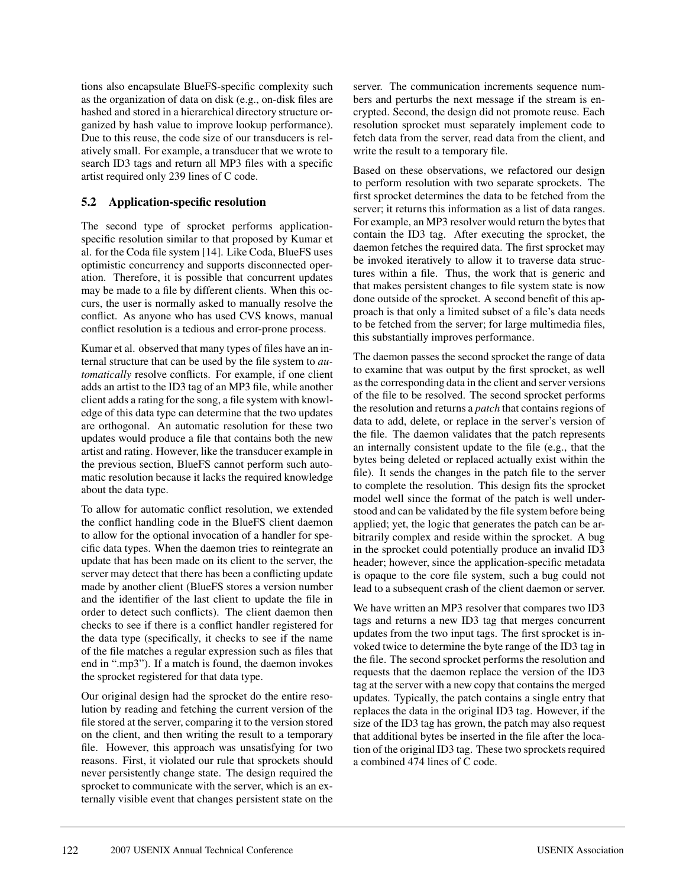tions also encapsulate BlueFS-specific complexity such as the organization of data on disk (e.g., on-disk files are hashed and stored in a hierarchical directory structure organized by hash value to improve lookup performance). Due to this reuse, the code size of our transducers is relatively small. For example, a transducer that we wrote to search ID3 tags and return all MP3 files with a specific artist required only 239 lines of C code.

### 5.2 Application-specific resolution

The second type of sprocket performs application-specific resolution similar to that proposed by Kumar et al. for the Coda file system [14]. Like Coda, BlueFS uses optimistic concurrency and supports disconnected operation. Therefore, it is possible that concurrent updates may be made to a file by different clients. When this occurs, the user is normally asked to manually resolve the conflict. As anyone who has used CVS knows, manual conflict resolution is a tedious and error-prone process.

Kumar et al. observed that many types of files have an internal structure that can be used by the file system to *automatically* resolve conflicts. For example, if one client adds an artist to the ID3 tag of an MP3 file, while another client adds a rating for the song, a file system with knowledge of this data type can determine that the two updates are orthogonal. An automatic resolution for these two updates would produce a file that contains both the new artist and rating. However, like the transducer example in the previous section, BlueFS cannot perform such automatic resolution because it lacks the required knowledge about the data type.

To allow for automatic conflict resolution, we extended the conflict handling code in the BlueFS client daemon to allow for the optional invocation of a handler for specific data types. When the daemon tries to reintegrate an update that has been made on its client to the server, the server may detect that there has been a conflicting update made by another client (BlueFS stores a version number and the identifier of the last client to update the file in order to detect such conflicts). The client daemon then checks to see if there is a conflict handler registered for the data type (specifically, it checks to see if the name of the file matches a regular expression such as files that end in ".mp3"). If a match is found, the daemon invokes the sprocket registered for that data type.

Our original design had the sprocket do the entire resolution by reading and fetching the current version of the file stored at the server, comparing it to the version stored on the client, and then writing the result to a temporary file. However, this approach was unsatisfying for two reasons. First, it violated our rule that sprockets should never persistently change state. The design required the sprocket to communicate with the server, which is an externally visible event that changes persistent state on the server. The communication increments sequence numbers and perturbs the next message if the stream is encrypted. Second, the design did not promote reuse. Each resolution sprocket must separately implement code to fetch data from the server, read data from the client, and write the result to a temporary file.

Based on these observations, we refactored our design to perform resolution with two separate sprockets. The first sprocket determines the data to be fetched from the server; it returns this information as a list of data ranges. For example, an MP3 resolver would return the bytes that contain the ID3 tag. After executing the sprocket, the daemon fetches the required data. The first sprocket may be invoked iteratively to allow it to traverse data structures within a file. Thus, the work that is generic and that makes persistent changes to file system state is now done outside of the sprocket. A second benefit of this approach is that only a limited subset of a file's data needs to be fetched from the server; for large multimedia files, this substantially improves performance.

The daemon passes the second sprocket the range of data to examine that was output by the first sprocket, as well as the corresponding data in the client and server versions of the file to be resolved. The second sprocket performs the resolution and returns a *patch* that contains regions of data to add, delete, or replace in the server's version of the file. The daemon validates that the patch represents an internally consistent update to the file (e.g., that the bytes being deleted or replaced actually exist within the file). It sends the changes in the patch file to the server to complete the resolution. This design fits the sprocket model well since the format of the patch is well understood and can be validated by the file system before being applied; yet, the logic that generates the patch can be arbitrarily complex and reside within the sprocket. A bug in the sprocket could potentially produce an invalid ID3 header; however, since the application-specific metadata is opaque to the core file system, such a bug could not lead to a subsequent crash of the client daemon or server.

We have written an MP3 resolver that compares two ID3 tags and returns a new ID3 tag that merges concurrent updates from the two input tags. The first sprocket is invoked twice to determine the byte range of the ID3 tag in the file. The second sprocket performs the resolution and requests that the daemon replace the version of the ID3 tag at the server with a new copy that contains the merged updates. Typically, the patch contains a single entry that replaces the data in the original ID3 tag. However, if the size of the ID3 tag has grown, the patch may also request that additional bytes be inserted in the file after the location of the original ID3 tag. These two sprockets required a combined 474 lines of C code.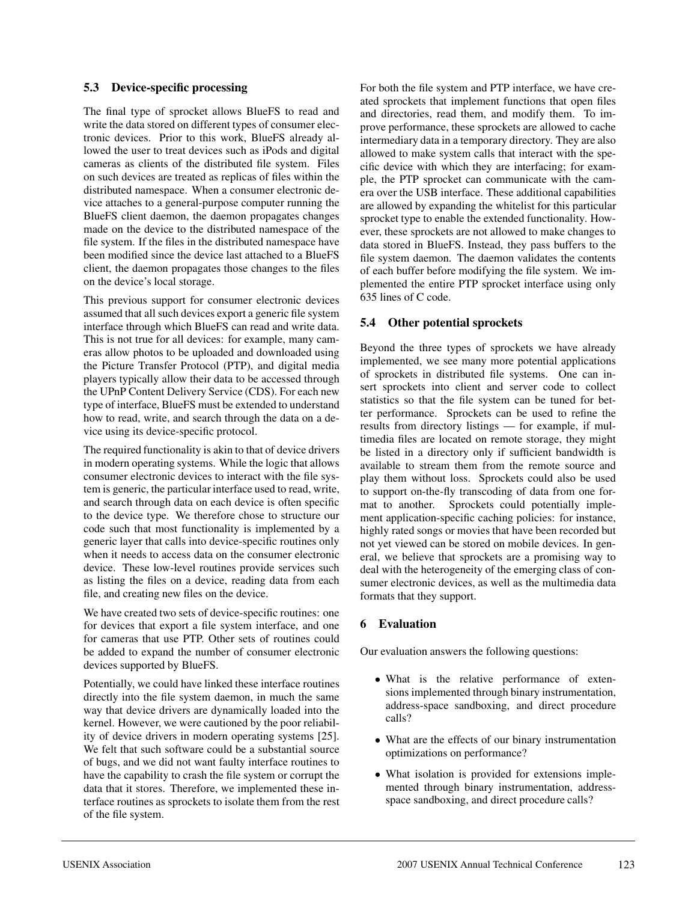### 5.3 Device-specific processing

The final type of sprocket allows BlueFS to read and write the data stored on different types of consumer electronic devices. Prior to this work, BlueFS already allowed the user to treat devices such as iPods and digital cameras as clients of the distributed file system. Files on such devices are treated as replicas of files within the distributed namespace. When a consumer electronic device attaches to a general-purpose computer running the BlueFS client daemon, the daemon propagates changes made on the device to the distributed namespace of the file system. If the files in the distributed namespace have been modified since the device last attached to a BlueFS client, the daemon propagates those changes to the files on the device's local storage.

This previous support for consumer electronic devices assumed that all such devices export a generic file system interface through which BlueFS can read and write data. This is not true for all devices: for example, many cameras allow photos to be uploaded and downloaded using the Picture Transfer Protocol (PTP), and digital media players typically allow their data to be accessed through the UPnP Content Delivery Service (CDS). For each new type of interface, BlueFS must be extended to understand how to read, write, and search through the data on a device using its device-specific protocol.

The required functionality is akin to that of device drivers in modern operating systems. While the logic that allows consumer electronic devices to interact with the file system is generic, the particular interface used to read, write, and search through data on each device is often specific to the device type. We therefore chose to structure our code such that most functionality is implemented by a generic layer that calls into device-specific routines only when it needs to access data on the consumer electronic device. These low-level routines provide services such as listing the files on a device, reading data from each file, and creating new files on the device.

We have created two sets of device-specific routines: one for devices that export a file system interface, and one for cameras that use PTP. Other sets of routines could be added to expand the number of consumer electronic devices supported by BlueFS.

Potentially, we could have linked these interface routines directly into the file system daemon, in much the same way that device drivers are dynamically loaded into the kernel. However, we were cautioned by the poor reliability of device drivers in modern operating systems [25]. We felt that such software could be a substantial source of bugs, and we did not want faulty interface routines to have the capability to crash the file system or corrupt the data that it stores. Therefore, we implemented these interface routines as sprockets to isolate them from the rest of the file system.

For both the file system and PTP interface, we have created sprockets that implement functions that open files and directories, read them, and modify them. To improve performance, these sprockets are allowed to cache intermediary data in a temporary directory. They are also allowed to make system calls that interact with the specific device with which they are interfacing; for example, the PTP sprocket can communicate with the camera over the USB interface. These additional capabilities are allowed by expanding the whitelist for this particular sprocket type to enable the extended functionality. However, these sprockets are not allowed to make changes to data stored in BlueFS. Instead, they pass buffers to the file system daemon. The daemon validates the contents of each buffer before modifying the file system. We implemented the entire PTP sprocket interface using only 635 lines of C code.

### 5.4 Other potential sprockets

Beyond the three types of sprockets we have already implemented, we see many more potential applications of sprockets in distributed file systems. One can insert sprockets into client and server code to collect statistics so that the file system can be tuned for better performance. Sprockets can be used to refine the results from directory listings — for example, if multimedia files are located on remote storage, they might be listed in a directory only if sufficient bandwidth is available to stream them from the remote source and play them without loss. Sprockets could also be used to support on-the-fly transcoding of data from one format to another. Sprockets could potentially implement application-specific caching policies: for instance, highly rated songs or movies that have been recorded but not yet viewed can be stored on mobile devices. In general, we believe that sprockets are a promising way to deal with the heterogeneity of the emerging class of consumer electronic devices, as well as the multimedia data formats that they support.

## 6 Evaluation

Our evaluation answers the following questions:

- What is the relative performance of extensions implemented through binary instrumentation, address-space sandboxing, and direct procedure calls?
- What are the effects of our binary instrumentation optimizations on performance?
- What isolation is provided for extensions implemented through binary instrumentation, address-space sandboxing, and direct procedure calls?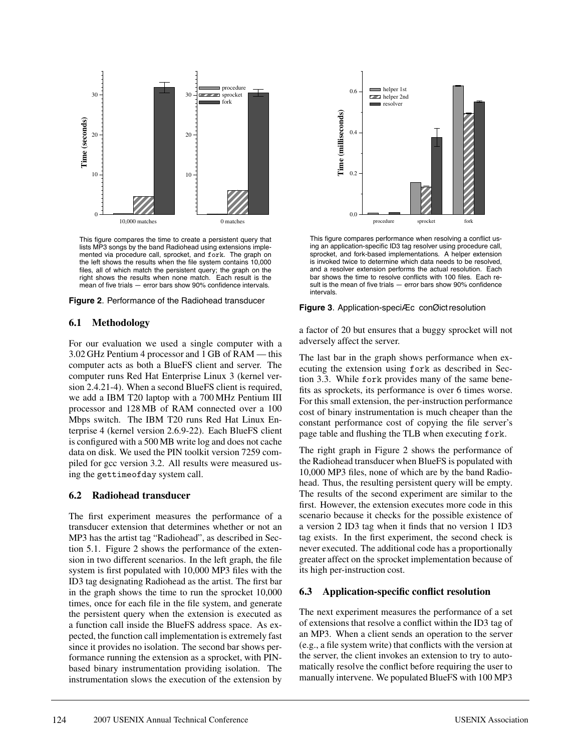This figure compares the time to create a persistent query that lists MP3 songs by the band Radiohead using extensions implemented via procedure call, sprocket, and `fork`. The graph on the left shows the results when the file system contains 10,000 files, all of which match the persistent query; the graph on the right shows the results when none match. Each result is the mean of five trials — error bars show 90% confidence intervals.

**Figure 2**. Performance of the Radiohead transducer

This figure compares performance when resolving a conflict using an application-specific ID3 tag resolver using procedure call, sprocket, and fork-based implementations. A helper extension is invoked twice to determine which data needs to be resolved, and a resolver extension performs the actual resolution. Each bar shows the time to resolve conflicts with 100 files. Each result is the mean of five trials — error bars show 90% confidence intervals.

**Figure 3**. Application-speciÆc conØict resolution

### 6.1 Methodology

For our evaluation we used a single computer with a 3.02 GHz Pentium 4 processor and 1 GB of RAM — this computer acts as both a BlueFS client and server. The computer runs Red Hat Enterprise Linux 3 (kernel version 2.4.21-4). When a second BlueFS client is required, we add a IBM T20 laptop with a 700 MHz Pentium III processor and 128 MB of RAM connected over a 100 Mbps switch. The IBM T20 runs Red Hat Linux Enterprise 4 (kernel version 2.6.9-22). Each BlueFS client is configured with a 500 MB write log and does not cache data on disk. We used the PIN toolkit version 7259 compiled for gcc version 3.2. All results were measured using the `gettimeofday` system call.

### 6.2 Radiohead transducer

The first experiment measures the performance of a transducer extension that determines whether or not an MP3 has the artist tag "Radiohead", as described in Section 5.1. Figure 2 shows the performance of the extension in two different scenarios. In the left graph, the file system is first populated with 10,000 MP3 files with the ID3 tag designating Radiohead as the artist. The first bar in the graph shows the time to run the sprocket 10,000 times, once for each file in the file system, and generate the persistent query when the extension is executed as a function call inside the BlueFS address space. As expected, the function call implementation is extremely fast since it provides no isolation. The second bar shows performance running the extension as a sprocket, with PIN-based binary instrumentation providing isolation. The instrumentation slows the execution of the extension by a factor of 20 but ensures that a buggy sprocket will not adversely affect the server.

The last bar in the graph shows performance when executing the extension using `fork` as described in Section 3.3. While `fork` provides many of the same benefits as sprockets, its performance is over 6 times worse. For this small extension, the per-instruction performance cost of binary instrumentation is much cheaper than the constant performance cost of copying the file server's page table and flushing the TLB when executing `fork`.

The right graph in Figure 2 shows the performance of the Radiohead transducer when BlueFS is populated with 10,000 MP3 files, none of which are by the band Radiohead. Thus, the resulting persistent query will be empty. The results of the second experiment are similar to the first. However, the extension executes more code in this scenario because it checks for the possible existence of a version 2 ID3 tag when it finds that no version 1 ID3 tag exists. In the first experiment, the second check is never executed. The additional code has a proportionally greater affect on the sprocket implementation because of its high per-instruction cost.

### 6.3 Application-specific conflict resolution

The next experiment measures the performance of a set of extensions that resolve a conflict within the ID3 tag of an MP3. When a client sends an operation to the server (e.g., a file system write) that conflicts with the version at the server, the client invokes an extension to try to automatically resolve the conflict before requiring the user to manually intervene. We populated BlueFS with 100 MP3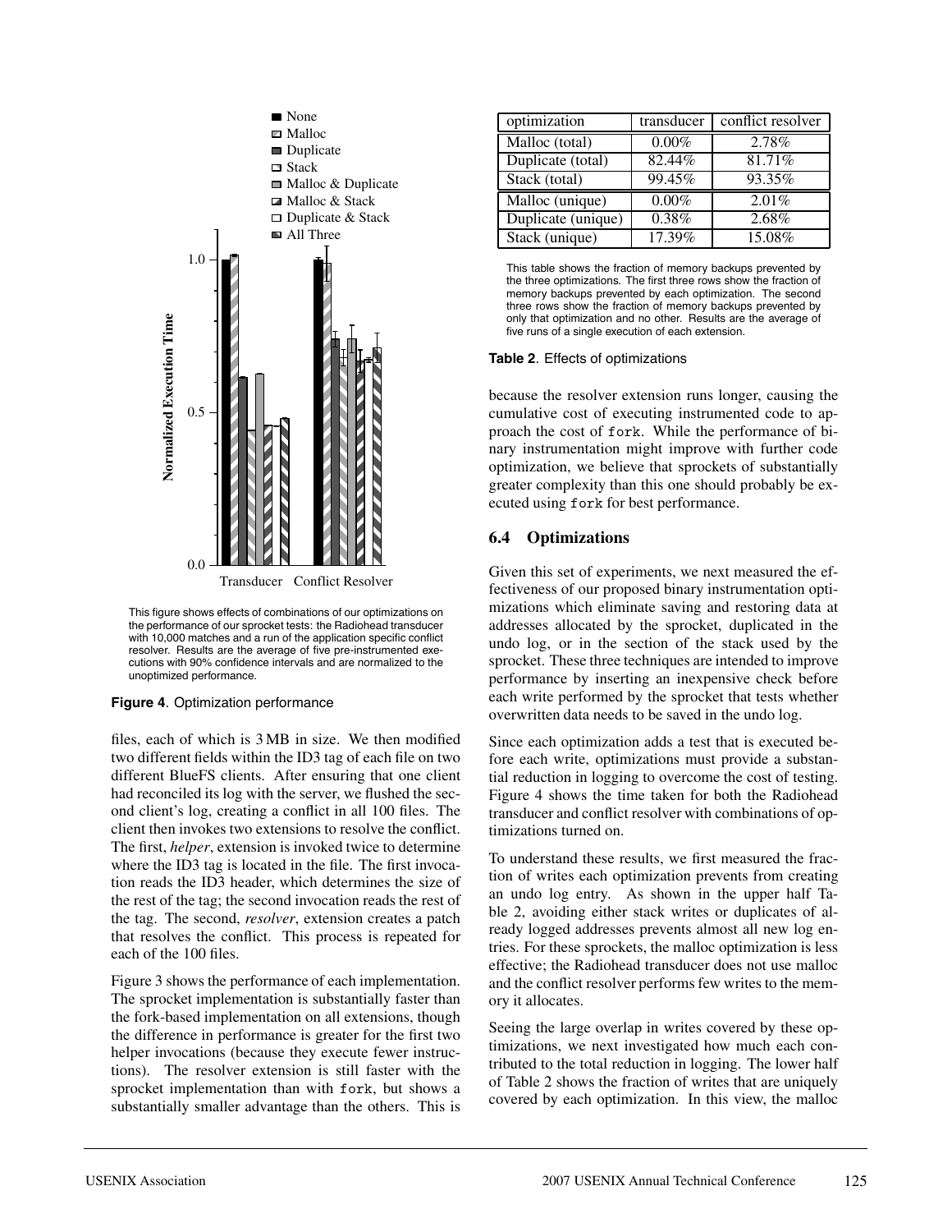This figure shows effects of combinations of our optimizations on the performance of our sprocket tests: the Radiohead transducer with 10,000 matches and a run of the application specific conflict resolver. Results are the average of five pre-instrumented executions with 90% confidence intervals and are normalized to the unoptimized performance.

**Figure 4**. Optimization performance

files, each of which is 3 MB in size. We then modified two different fields within the ID3 tag of each file on two different BlueFS clients. After ensuring that one client had reconciled its log with the server, we flushed the second client's log, creating a conflict in all 100 files. The client then invokes two extensions to resolve the conflict. The first, *helper*, extension is invoked twice to determine where the ID3 tag is located in the file. The first invocation reads the ID3 header, which determines the size of the rest of the tag; the second invocation reads the rest of the tag. The second, *resolver*, extension creates a patch that resolves the conflict. This process is repeated for each of the 100 files.

Figure 3 shows the performance of each implementation. The sprocket implementation is substantially faster than the fork-based implementation on all extensions, though the difference in performance is greater for the first two helper invocations (because they execute fewer instructions). The resolver extension is still faster with the sprocket implementation than with `fork`, but shows a substantially smaller advantage than the others. This is because the resolver extension runs longer, causing the cumulative cost of executing instrumented code to approach the cost of `fork`. While the performance of binary instrumentation might improve with further code optimization, we believe that sprockets of substantially greater complexity than this one should probably be executed using `fork` for best performance.

| optimization | transducer | conflict resolver |
|---|---|---|
| Malloc (total) | 0.00% | 2.78% |
| Duplicate (total) | 82.44% | 81.71% |
| Stack (total) | 99.45% | 93.35% |
| Malloc (unique) | 0.00% | 2.01% |
| Duplicate (unique) | 0.38% | 2.68% |
| Stack (unique) | 17.39% | 15.08% |

This table shows the fraction of memory backups prevented by the three optimizations. The first three rows show the fraction of memory backups prevented by each optimization. The second three rows show the fraction of memory backups prevented by only that optimization and no other. Results are the average of five runs of a single execution of each extension.

**Table 2**. Effects of optimizations

### 6.4 Optimizations

Given this set of experiments, we next measured the effectiveness of our proposed binary instrumentation optimizations which eliminate saving and restoring data at addresses allocated by the sprocket, duplicated in the undo log, or in the section of the stack used by the sprocket. These three techniques are intended to improve performance by inserting an inexpensive check before each write performed by the sprocket that tests whether overwritten data needs to be saved in the undo log.

Since each optimization adds a test that is executed before each write, optimizations must provide a substantial reduction in logging to overcome the cost of testing. Figure 4 shows the time taken for both the Radiohead transducer and conflict resolver with combinations of optimizations turned on.

To understand these results, we first measured the fraction of writes each optimization prevents from creating an undo log entry. As shown in the upper half Table 2, avoiding either stack writes or duplicates of already logged addresses prevents almost all new log entries. For these sprockets, the malloc optimization is less effective; the Radiohead transducer does not use malloc and the conflict resolver performs few writes to the memory it allocates.

Seeing the large overlap in writes covered by these optimizations, we next investigated how much each contributed to the total reduction in logging. The lower half of Table 2 shows the fraction of writes that are uniquely covered by each optimization. In this view, the malloc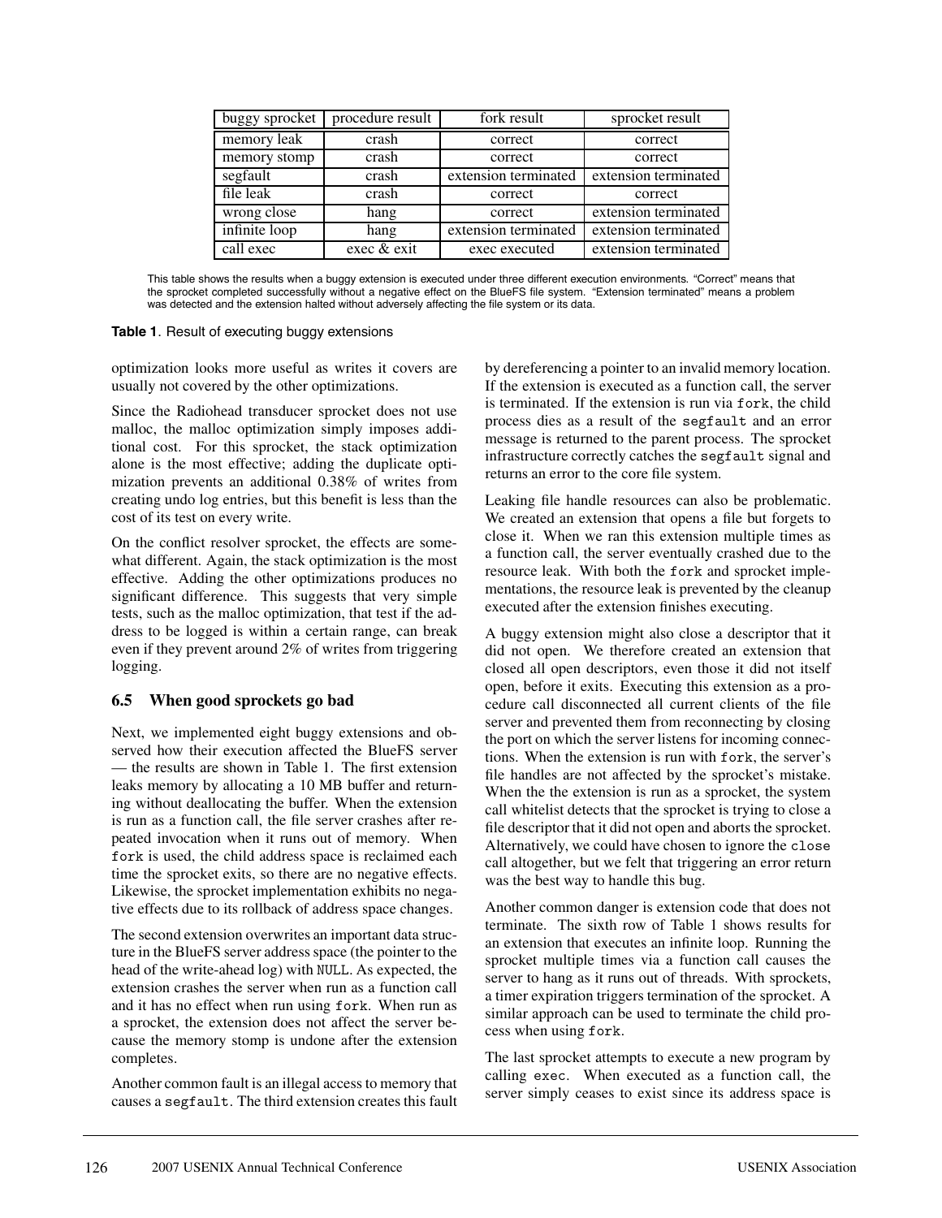| buggy sprocket | procedure result | fork result | sprocket result |
|---|---|---|---|
| memory leak | crash | correct | correct |
| memory stomp | crash | correct | correct |
| segfault | crash | extension terminated | extension terminated |
| file leak | crash | correct | correct |
| wrong close | hang | correct | extension terminated |
| infinite loop | hang | extension terminated | extension terminated |
| call exec | exec & exit | exec executed | extension terminated |

This table shows the results when a buggy extension is executed under three different execution environments. "Correct" means that the sprocket completed successfully without a negative effect on the BlueFS file system. "Extension terminated" means a problem was detected and the extension halted without adversely affecting the file system or its data.

**Table 1**. Result of executing buggy extensions

optimization looks more useful as writes it covers are usually not covered by the other optimizations.

Since the Radiohead transducer sprocket does not use malloc, the malloc optimization simply imposes additional cost. For this sprocket, the stack optimization alone is the most effective; adding the duplicate optimization prevents an additional 0.38% of writes from creating undo log entries, but this benefit is less than the cost of its test on every write.

On the conflict resolver sprocket, the effects are somewhat different. Again, the stack optimization is the most effective. Adding the other optimizations produces no significant difference. This suggests that very simple tests, such as the malloc optimization, that test if the address to be logged is within a certain range, can break even if they prevent around 2% of writes from triggering logging.

### 6.5 When good sprockets go bad

Next, we implemented eight buggy extensions and observed how their execution affected the BlueFS server — the results are shown in Table 1. The first extension leaks memory by allocating a 10 MB buffer and returning without deallocating the buffer. When the extension is run as a function call, the file server crashes after repeated invocation when it runs out of memory. When `fork` is used, the child address space is reclaimed each time the sprocket exits, so there are no negative effects. Likewise, the sprocket implementation exhibits no negative effects due to its rollback of address space changes.

The second extension overwrites an important data structure in the BlueFS server address space (the pointer to the head of the write-ahead log) with `NULL`. As expected, the extension crashes the server when run as a function call and it has no effect when run using `fork`. When run as a sprocket, the extension does not affect the server because the memory stomp is undone after the extension completes.

Another common fault is an illegal access to memory that causes a `segfault`. The third extension creates this fault by dereferencing a pointer to an invalid memory location. If the extension is executed as a function call, the server is terminated. If the extension is run via `fork`, the child process dies as a result of the `segfault` and an error message is returned to the parent process. The sprocket infrastructure correctly catches the `segfault` signal and returns an error to the core file system.

Leaking file handle resources can also be problematic. We created an extension that opens a file but forgets to close it. When we ran this extension multiple times as a function call, the server eventually crashed due to the resource leak. With both the `fork` and sprocket implementations, the resource leak is prevented by the cleanup executed after the extension finishes executing.

A buggy extension might also close a descriptor that it did not open. We therefore created an extension that closed all open descriptors, even those it did not itself open, before it exits. Executing this extension as a procedure call disconnected all current clients of the file server and prevented them from reconnecting by closing the port on which the server listens for incoming connections. When the extension is run with `fork`, the server's file handles are not affected by the sprocket's mistake. When the the extension is run as a sprocket, the system call whitelist detects that the sprocket is trying to close a file descriptor that it did not open and aborts the sprocket. Alternatively, we could have chosen to ignore the `close` call altogether, but we felt that triggering an error return was the best way to handle this bug.

Another common danger is extension code that does not terminate. The sixth row of Table 1 shows results for an extension that executes an infinite loop. Running the sprocket multiple times via a function call causes the server to hang as it runs out of threads. With sprockets, a timer expiration triggers termination of the sprocket. A similar approach can be used to terminate the child process when using `fork`.

The last sprocket attempts to execute a new program by calling `exec`. When executed as a function call, the server simply ceases to exist since its address space is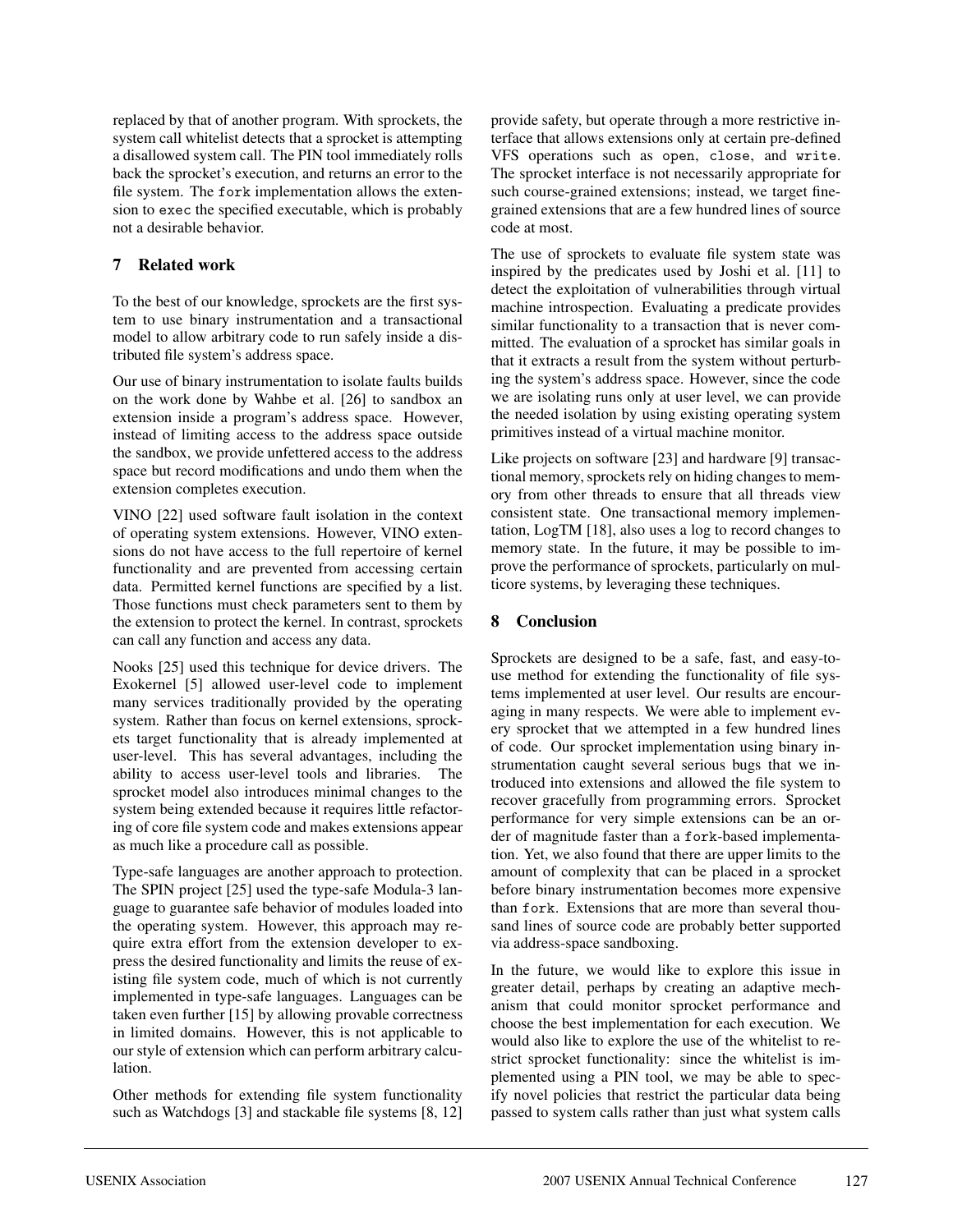replaced by that of another program. With sprockets, the system call whitelist detects that a sprocket is attempting a disallowed system call. The PIN tool immediately rolls back the sprocket's execution, and returns an error to the file system. The `fork` implementation allows the extension to `exec` the specified executable, which is probably not a desirable behavior.

## 7 Related work

To the best of our knowledge, sprockets are the first system to use binary instrumentation and a transactional model to allow arbitrary code to run safely inside a distributed file system's address space.

Our use of binary instrumentation to isolate faults builds on the work done by Wahbe et al. [26] to sandbox an extension inside a program's address space. However, instead of limiting access to the address space outside the sandbox, we provide unfettered access to the address space but record modifications and undo them when the extension completes execution.

VINO [22] used software fault isolation in the context of operating system extensions. However, VINO extensions do not have access to the full repertoire of kernel functionality and are prevented from accessing certain data. Permitted kernel functions are specified by a list. Those functions must check parameters sent to them by the extension to protect the kernel. In contrast, sprockets can call any function and access any data.

Nooks [25] used this technique for device drivers. The Exokernel [5] allowed user-level code to implement many services traditionally provided by the operating system. Rather than focus on kernel extensions, sprockets target functionality that is already implemented at user-level. This has several advantages, including the ability to access user-level tools and libraries. The sprocket model also introduces minimal changes to the system being extended because it requires little refactoring of core file system code and makes extensions appear as much like a procedure call as possible.

Type-safe languages are another approach to protection. The SPIN project [25] used the type-safe Modula-3 language to guarantee safe behavior of modules loaded into the operating system. However, this approach may require extra effort from the extension developer to express the desired functionality and limits the reuse of existing file system code, much of which is not currently implemented in type-safe languages. Languages can be taken even further [15] by allowing provable correctness in limited domains. However, this is not applicable to our style of extension which can perform arbitrary calculation.

Other methods for extending file system functionality such as Watchdogs [3] and stackable file systems [8, 12] provide safety, but operate through a more restrictive interface that allows extensions only at certain pre-defined VFS operations such as `open`, `close`, and `write`. The sprocket interface is not necessarily appropriate for such course-grained extensions; instead, we target fine-grained extensions that are a few hundred lines of source code at most.

The use of sprockets to evaluate file system state was inspired by the predicates used by Joshi et al. [11] to detect the exploitation of vulnerabilities through virtual machine introspection. Evaluating a predicate provides similar functionality to a transaction that is never committed. The evaluation of a sprocket has similar goals in that it extracts a result from the system without perturbing the system's address space. However, since the code we are isolating runs only at user level, we can provide the needed isolation by using existing operating system primitives instead of a virtual machine monitor.

Like projects on software [23] and hardware [9] transactional memory, sprockets rely on hiding changes to memory from other threads to ensure that all threads view consistent state. One transactional memory implementation, LogTM [18], also uses a log to record changes to memory state. In the future, it may be possible to improve the performance of sprockets, particularly on multicore systems, by leveraging these techniques.

## 8 Conclusion

Sprockets are designed to be a safe, fast, and easy-to-use method for extending the functionality of file systems implemented at user level. Our results are encouraging in many respects. We were able to implement every sprocket that we attempted in a few hundred lines of code. Our sprocket implementation using binary instrumentation caught several serious bugs that we introduced into extensions and allowed the file system to recover gracefully from programming errors. Sprocket performance for very simple extensions can be an order of magnitude faster than a `fork`-based implementation. Yet, we also found that there are upper limits to the amount of complexity that can be placed in a sprocket before binary instrumentation becomes more expensive than `fork`. Extensions that are more than several thousand lines of source code are probably better supported via address-space sandboxing.

In the future, we would like to explore this issue in greater detail, perhaps by creating an adaptive mechanism that could monitor sprocket performance and choose the best implementation for each execution. We would also like to explore the use of the whitelist to restrict sprocket functionality: since the whitelist is implemented using a PIN tool, we may be able to specify novel policies that restrict the particular data being passed to system calls rather than just what system calls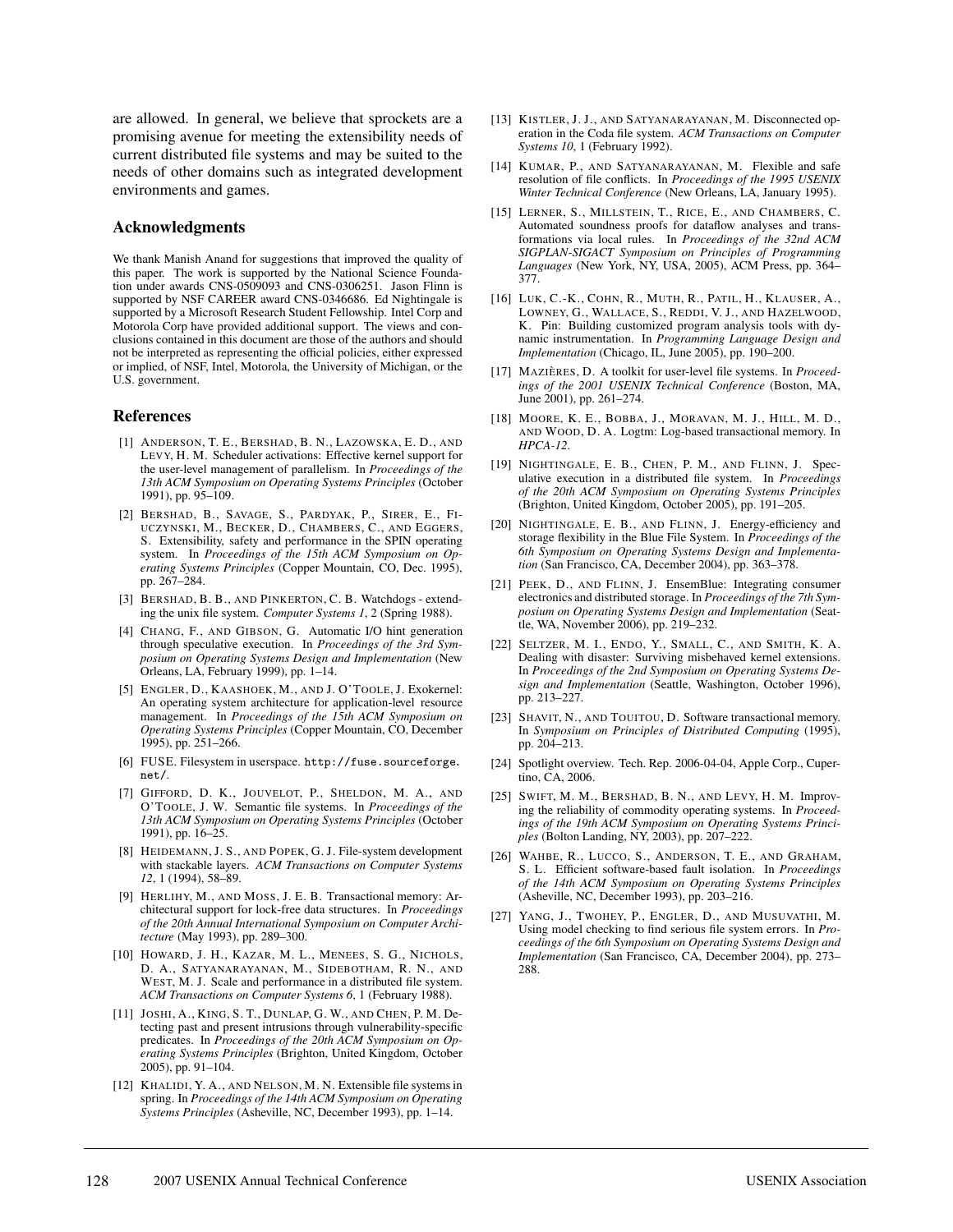are allowed. In general, we believe that sprockets are a promising avenue for meeting the extensibility needs of current distributed file systems and may be suited to the needs of other domains such as integrated development environments and games.

## Acknowledgments

We thank Manish Anand for suggestions that improved the quality of this paper. The work is supported by the National Science Foundation under awards CNS-0509093 and CNS-0306251. Jason Flinn is supported by NSF CAREER award CNS-0346686. Ed Nightingale is supported by a Microsoft Research Student Fellowship. Intel Corp and Motorola Corp have provided additional support. The views and conclusions contained in this document are those of the authors and should not be interpreted as representing the official policies, either expressed or implied, of NSF, Intel, Motorola, the University of Michigan, or the U.S. government.

## References

[1] ANDERSON, T. E., BERSHAD, B. N., LAZOWSKA, E. D., AND LEVY, H. M. Scheduler activations: Effective kernel support for the user-level management of parallelism. In *Proceedings of the 13th ACM Symposium on Operating Systems Principles* (October 1991), pp. 95–109.

[2] BERSHAD, B., SAVAGE, S., PARDYAK, P., SIRER, E., FIUCZYNSKI, M., BECKER, D., CHAMBERS, C., AND EGGERS, S. Extensibility, safety and performance in the SPIN operating system. In *Proceedings of the 15th ACM Symposium on Operating Systems Principles* (Copper Mountain, CO, Dec. 1995), pp. 267–284.

[3] BERSHAD, B. B., AND PINKERTON, C. B. Watchdogs - extending the unix file system. *Computer Systems 1*, 2 (Spring 1988).

[4] CHANG, F., AND GIBSON, G. Automatic I/O hint generation through speculative execution. In *Proceedings of the 3rd Symposium on Operating Systems Design and Implementation* (New Orleans, LA, February 1999), pp. 1–14.

[5] ENGLER, D., KAASHOEK, M., AND J. O'TOOLE, J. Exokernel: An operating system architecture for application-level resource management. In *Proceedings of the 15th ACM Symposium on Operating Systems Principles* (Copper Mountain, CO, December 1995), pp. 251–266.

[6] FUSE. Filesystem in userspace. `http://fuse.sourceforge.net/`.

[7] GIFFORD, D. K., JOUVELOT, P., SHELDON, M. A., AND O'TOOLE, J. W. Semantic file systems. In *Proceedings of the 13th ACM Symposium on Operating Systems Principles* (October 1991), pp. 16–25.

[8] HEIDEMANN, J. S., AND POPEK, G. J. File-system development with stackable layers. *ACM Transactions on Computer Systems 12*, 1 (1994), 58–89.

[9] HERLIHY, M., AND MOSS, J. E. B. Transactional memory: Architectural support for lock-free data structures. In *Proceedings of the 20th Annual International Symposium on Computer Architecture* (May 1993), pp. 289–300.

[10] HOWARD, J. H., KAZAR, M. L., MENEES, S. G., NICHOLS, D. A., SATYANARAYANAN, M., SIDEBOTHAM, R. N., AND WEST, M. J. Scale and performance in a distributed file system. *ACM Transactions on Computer Systems 6*, 1 (February 1988).

[11] JOSHI, A., KING, S. T., DUNLAP, G. W., AND CHEN, P. M. Detecting past and present intrusions through vulnerability-specific predicates. In *Proceedings of the 20th ACM Symposium on Operating Systems Principles* (Brighton, United Kingdom, October 2005), pp. 91–104.

[12] KHALIDI, Y. A., AND NELSON, M. N. Extensible file systems in spring. In *Proceedings of the 14th ACM Symposium on Operating Systems Principles* (Asheville, NC, December 1993), pp. 1–14.

[13] KISTLER, J. J., AND SATYANARAYANAN, M. Disconnected operation in the Coda file system. *ACM Transactions on Computer Systems 10*, 1 (February 1992).

[14] KUMAR, P., AND SATYANARAYANAN, M. Flexible and safe resolution of file conflicts. In *Proceedings of the 1995 USENIX Winter Technical Conference* (New Orleans, LA, January 1995).

[15] LERNER, S., MILLSTEIN, T., RICE, E., AND CHAMBERS, C. Automated soundness proofs for dataflow analyses and transformations via local rules. In *Proceedings of the 32nd ACM SIGPLAN-SIGACT Symposium on Principles of Programming Languages* (New York, NY, USA, 2005), ACM Press, pp. 364–377.

[16] LUK, C.-K., COHN, R., MUTH, R., PATIL, H., KLAUSER, A., LOWNEY, G., WALLACE, S., REDDI, V. J., AND HAZELWOOD, K. Pin: Building customized program analysis tools with dynamic instrumentation. In *Programming Language Design and Implementation* (Chicago, IL, June 2005), pp. 190–200.

[17] MAZIÈRES, D. A toolkit for user-level file systems. In *Proceedings of the 2001 USENIX Technical Conference* (Boston, MA, June 2001), pp. 261–274.

[18] MOORE, K. E., BOBBA, J., MORAVAN, M. J., HILL, M. D., AND WOOD, D. A. Logtm: Log-based transactional memory. In *HPCA-12*.

[19] NIGHTINGALE, E. B., CHEN, P. M., AND FLINN, J. Speculative execution in a distributed file system. In *Proceedings of the 20th ACM Symposium on Operating Systems Principles* (Brighton, United Kingdom, October 2005), pp. 191–205.

[20] NIGHTINGALE, E. B., AND FLINN, J. Energy-efficiency and storage flexibility in the Blue File System. In *Proceedings of the 6th Symposium on Operating Systems Design and Implementation* (San Francisco, CA, December 2004), pp. 363–378.

[21] PEEK, D., AND FLINN, J. EnsemBlue: Integrating consumer electronics and distributed storage. In *Proceedings of the 7th Symposium on Operating Systems Design and Implementation* (Seattle, WA, November 2006), pp. 219–232.

[22] SELTZER, M. I., ENDO, Y., SMALL, C., AND SMITH, K. A. Dealing with disaster: Surviving misbehaved kernel extensions. In *Proceedings of the 2nd Symposium on Operating Systems Design and Implementation* (Seattle, Washington, October 1996), pp. 213–227.

[23] SHAVIT, N., AND TOUITOU, D. Software transactional memory. In *Symposium on Principles of Distributed Computing* (1995), pp. 204–213.

[24] Spotlight overview. Tech. Rep. 2006-04-04, Apple Corp., Cupertino, CA, 2006.

[25] SWIFT, M. M., BERSHAD, B. N., AND LEVY, H. M. Improving the reliability of commodity operating systems. In *Proceedings of the 19th ACM Symposium on Operating Systems Principles* (Bolton Landing, NY, 2003), pp. 207–222.

[26] WAHBE, R., LUCCO, S., ANDERSON, T. E., AND GRAHAM, S. L. Efficient software-based fault isolation. In *Proceedings of the 14th ACM Symposium on Operating Systems Principles* (Asheville, NC, December 1993), pp. 203–216.

[27] YANG, J., TWOHEY, P., ENGLER, D., AND MUSUVATHI, M. Using model checking to find serious file system errors. In *Proceedings of the 6th Symposium on Operating Systems Design and Implementation* (San Francisco, CA, December 2004), pp. 273–288.